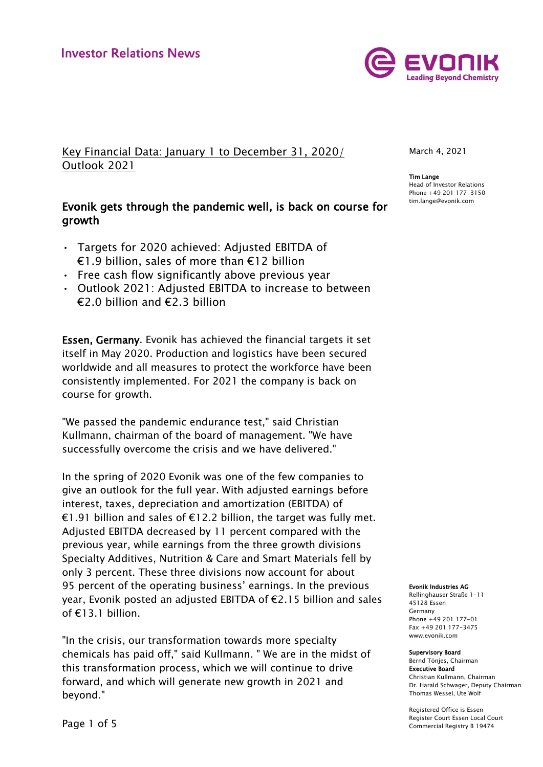Investor Relations News

Key Financial Data: January 1 to December 31, 2020/ Outlook 2021

March 4, 2021

**Tim Lange**
Head of Investor Relations
Phone +49 201 177-3150
tim.lange@evonik.com

## Evonik gets through the pandemic well, is back on course for growth

- Targets for 2020 achieved: Adjusted EBITDA of €1.9 billion, sales of more than €12 billion
- Free cash flow significantly above previous year
- Outlook 2021: Adjusted EBITDA to increase to between €2.0 billion and €2.3 billion

**Essen, Germany**. Evonik has achieved the financial targets it set itself in May 2020. Production and logistics have been secured worldwide and all measures to protect the workforce have been consistently implemented. For 2021 the company is back on course for growth.

"We passed the pandemic endurance test," said Christian Kullmann, chairman of the board of management. "We have successfully overcome the crisis and we have delivered."

In the spring of 2020 Evonik was one of the few companies to give an outlook for the full year. With adjusted earnings before interest, taxes, depreciation and amortization (EBITDA) of €1.91 billion and sales of €12.2 billion, the target was fully met. Adjusted EBITDA decreased by 11 percent compared with the previous year, while earnings from the three growth divisions Specialty Additives, Nutrition & Care and Smart Materials fell by only 3 percent. These three divisions now account for about 95 percent of the operating business' earnings. In the previous year, Evonik posted an adjusted EBITDA of €2.15 billion and sales of €13.1 billion.

"In the crisis, our transformation towards more specialty chemicals has paid off," said Kullmann. " We are in the midst of this transformation process, which we will continue to drive forward, and which will generate new growth in 2021 and beyond."

**Evonik Industries AG**
Rellinghauser Straße 1-11
45128 Essen
Germany
Phone +49 201 177-01
Fax +49 201 177-3475
www.evonik.com

**Supervisory Board**
Bernd Tönjes, Chairman
**Executive Board**
Christian Kullmann, Chairman
Dr. Harald Schwager, Deputy Chairman
Thomas Wessel, Ute Wolf

Registered Office is Essen
Register Court Essen Local Court
Commercial Registry B 19474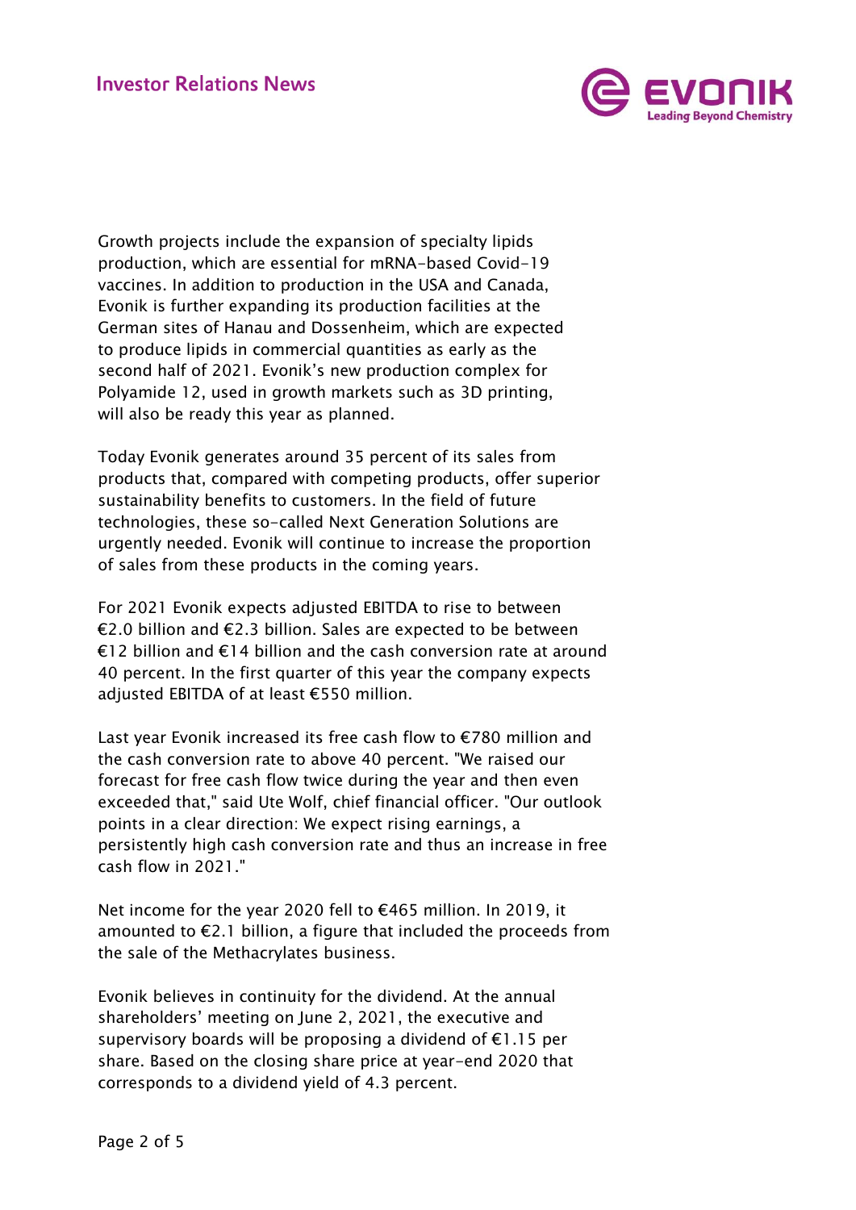Growth projects include the expansion of specialty lipids production, which are essential for mRNA-based Covid-19 vaccines. In addition to production in the USA and Canada, Evonik is further expanding its production facilities at the German sites of Hanau and Dossenheim, which are expected to produce lipids in commercial quantities as early as the second half of 2021. Evonik's new production complex for Polyamide 12, used in growth markets such as 3D printing, will also be ready this year as planned.

Today Evonik generates around 35 percent of its sales from products that, compared with competing products, offer superior sustainability benefits to customers. In the field of future technologies, these so-called Next Generation Solutions are urgently needed. Evonik will continue to increase the proportion of sales from these products in the coming years.

For 2021 Evonik expects adjusted EBITDA to rise to between €2.0 billion and €2.3 billion. Sales are expected to be between €12 billion and €14 billion and the cash conversion rate at around 40 percent. In the first quarter of this year the company expects adjusted EBITDA of at least €550 million.

Last year Evonik increased its free cash flow to €780 million and the cash conversion rate to above 40 percent. "We raised our forecast for free cash flow twice during the year and then even exceeded that," said Ute Wolf, chief financial officer. "Our outlook points in a clear direction: We expect rising earnings, a persistently high cash conversion rate and thus an increase in free cash flow in 2021."

Net income for the year 2020 fell to €465 million. In 2019, it amounted to €2.1 billion, a figure that included the proceeds from the sale of the Methacrylates business.

Evonik believes in continuity for the dividend. At the annual shareholders' meeting on June 2, 2021, the executive and supervisory boards will be proposing a dividend of €1.15 per share. Based on the closing share price at year-end 2020 that corresponds to a dividend yield of 4.3 percent.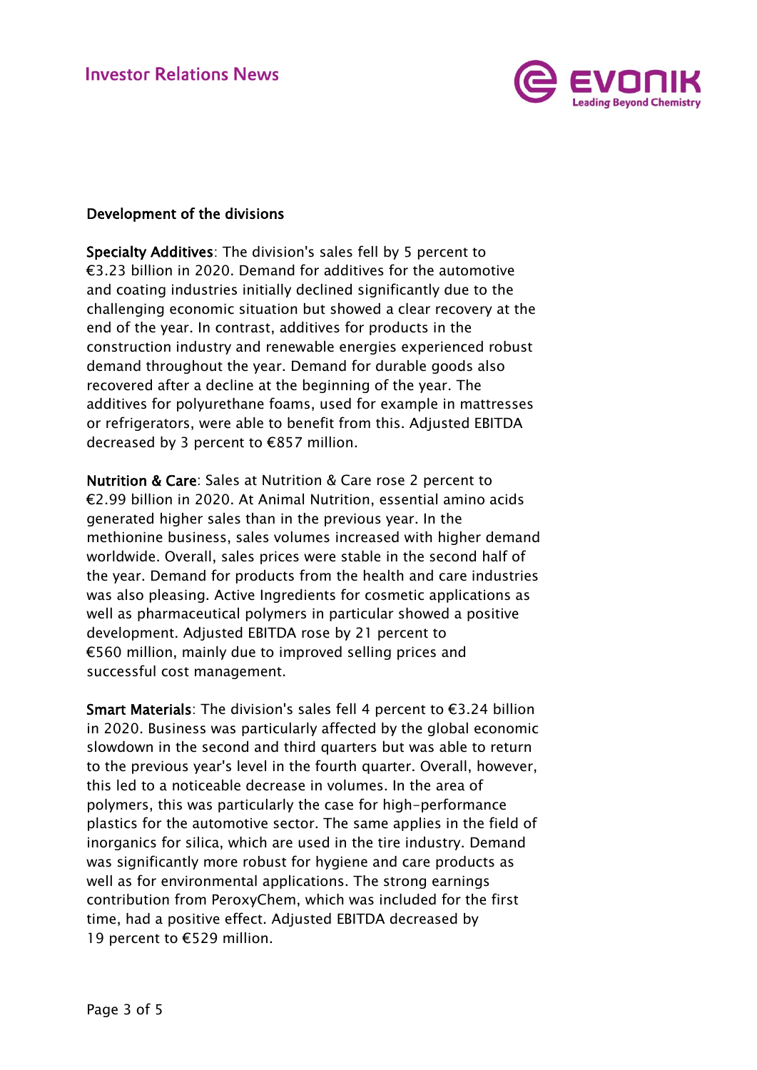## Development of the divisions

**Specialty Additives**: The division's sales fell by 5 percent to €3.23 billion in 2020. Demand for additives for the automotive and coating industries initially declined significantly due to the challenging economic situation but showed a clear recovery at the end of the year. In contrast, additives for products in the construction industry and renewable energies experienced robust demand throughout the year. Demand for durable goods also recovered after a decline at the beginning of the year. The additives for polyurethane foams, used for example in mattresses or refrigerators, were able to benefit from this. Adjusted EBITDA decreased by 3 percent to €857 million.

**Nutrition & Care**: Sales at Nutrition & Care rose 2 percent to €2.99 billion in 2020. At Animal Nutrition, essential amino acids generated higher sales than in the previous year. In the methionine business, sales volumes increased with higher demand worldwide. Overall, sales prices were stable in the second half of the year. Demand for products from the health and care industries was also pleasing. Active Ingredients for cosmetic applications as well as pharmaceutical polymers in particular showed a positive development. Adjusted EBITDA rose by 21 percent to €560 million, mainly due to improved selling prices and successful cost management.

**Smart Materials**: The division's sales fell 4 percent to €3.24 billion in 2020. Business was particularly affected by the global economic slowdown in the second and third quarters but was able to return to the previous year's level in the fourth quarter. Overall, however, this led to a noticeable decrease in volumes. In the area of polymers, this was particularly the case for high-performance plastics for the automotive sector. The same applies in the field of inorganics for silica, which are used in the tire industry. Demand was significantly more robust for hygiene and care products as well as for environmental applications. The strong earnings contribution from PeroxyChem, which was included for the first time, had a positive effect. Adjusted EBITDA decreased by 19 percent to €529 million.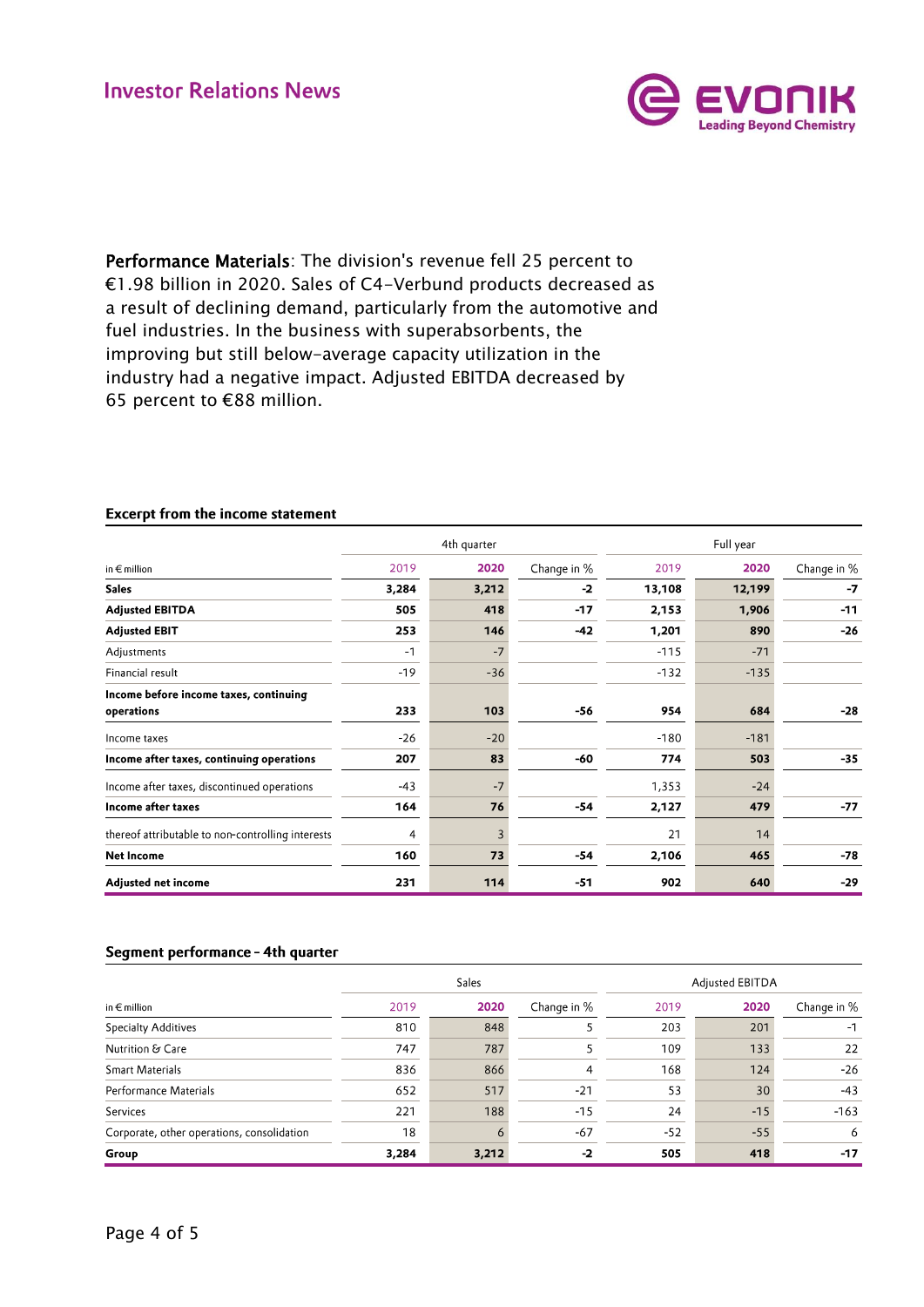**Performance Materials**: The division's revenue fell 25 percent to €1.98 billion in 2020. Sales of C4-Verbund products decreased as a result of declining demand, particularly from the automotive and fuel industries. In the business with superabsorbents, the improving but still below-average capacity utilization in the industry had a negative impact. Adjusted EBITDA decreased by 65 percent to €88 million.

### Excerpt from the income statement

| in € million | 4th quarter | | | Full year | | |
|---|---|---|---|---|---|---|
| | 2019 | 2020 | Change in % | 2019 | 2020 | Change in % |
| **Sales** | **3,284** | **3,212** | **-2** | **13,108** | **12,199** | **-7** |
| **Adjusted EBITDA** | **505** | **418** | **-17** | **2,153** | **1,906** | **-11** |
| **Adjusted EBIT** | **253** | **146** | **-42** | **1,201** | **890** | **-26** |
| Adjustments | -1 | -7 | | -115 | -71 | |
| Financial result | -19 | -36 | | -132 | -135 | |
| **Income before income taxes, continuing operations** | **233** | **103** | **-56** | **954** | **684** | **-28** |
| Income taxes | -26 | -20 | | -180 | -181 | |
| **Income after taxes, continuing operations** | **207** | **83** | **-60** | **774** | **503** | **-35** |
| Income after taxes, discontinued operations | -43 | -7 | | 1,353 | -24 | |
| **Income after taxes** | **164** | **76** | **-54** | **2,127** | **479** | **-77** |
| thereof attributable to non-controlling interests | 4 | 3 | | 21 | 14 | |
| **Net Income** | **160** | **73** | **-54** | **2,106** | **465** | **-78** |
| **Adjusted net income** | **231** | **114** | **-51** | **902** | **640** | **-29** |

### Segment performance - 4th quarter

| in € million | Sales | | | Adjusted EBITDA | | |
|---|---|---|---|---|---|---|
| | 2019 | 2020 | Change in % | 2019 | 2020 | Change in % |
| Specialty Additives | 810 | 848 | 5 | 203 | 201 | -1 |
| Nutrition & Care | 747 | 787 | 5 | 109 | 133 | 22 |
| Smart Materials | 836 | 866 | 4 | 168 | 124 | -26 |
| Performance Materials | 652 | 517 | -21 | 53 | 30 | -43 |
| Services | 221 | 188 | -15 | 24 | -15 | -163 |
| Corporate, other operations, consolidation | 18 | 6 | -67 | -52 | -55 | 6 |
| **Group** | **3,284** | **3,212** | **-2** | **505** | **418** | **-17** |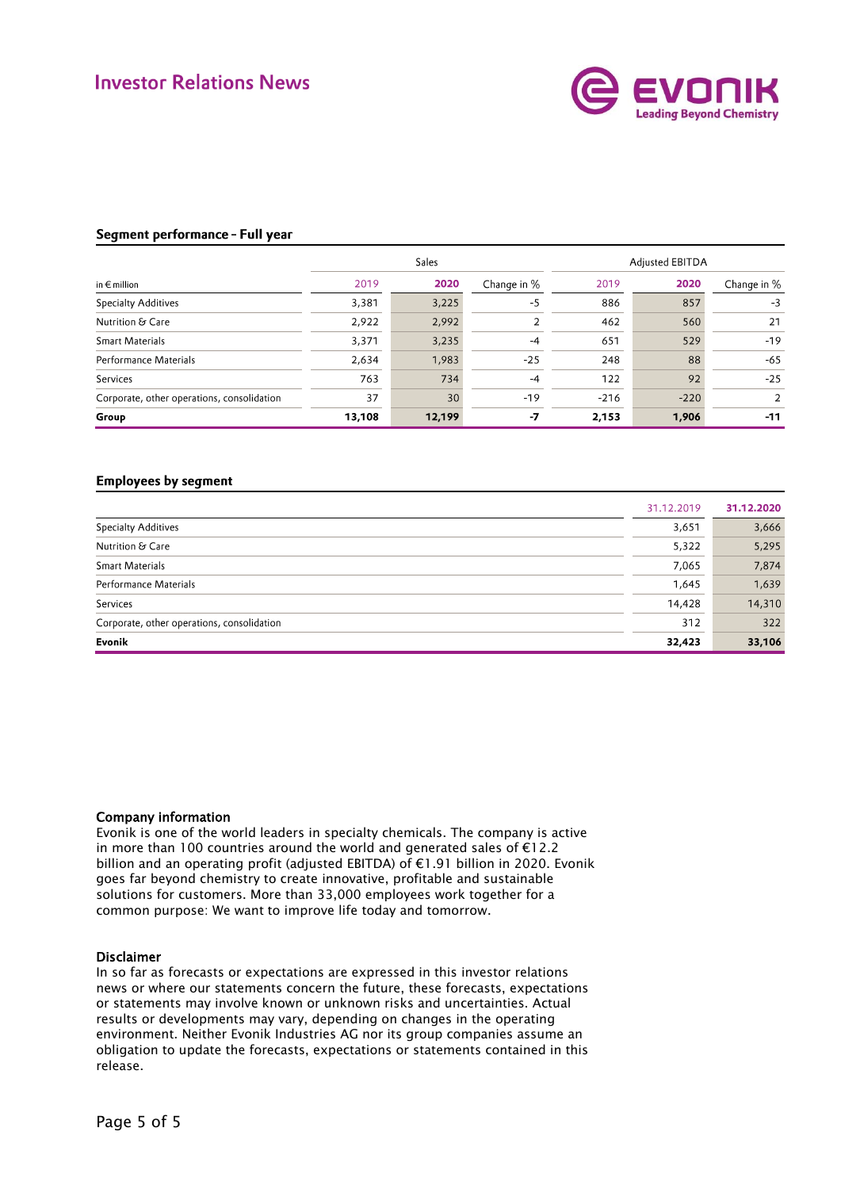### Segment performance - Full year

| in € million | Sales | | | Adjusted EBITDA | | |
|---|---|---|---|---|---|---|
| | 2019 | **2020** | Change in % | 2019 | **2020** | Change in % |
| Specialty Additives | 3,381 | 3,225 | -5 | 886 | 857 | -3 |
| Nutrition & Care | 2,922 | 2,992 | 2 | 462 | 560 | 21 |
| Smart Materials | 3,371 | 3,235 | -4 | 651 | 529 | -19 |
| Performance Materials | 2,634 | 1,983 | -25 | 248 | 88 | -65 |
| Services | 763 | 734 | -4 | 122 | 92 | -25 |
| Corporate, other operations, consolidation | 37 | 30 | -19 | -216 | -220 | 2 |
| **Group** | **13,108** | **12,199** | **-7** | **2,153** | **1,906** | **-11** |

### Employees by segment

| | 31.12.2019 | **31.12.2020** |
|---|---|---|
| Specialty Additives | 3,651 | 3,666 |
| Nutrition & Care | 5,322 | 5,295 |
| Smart Materials | 7,065 | 7,874 |
| Performance Materials | 1,645 | 1,639 |
| Services | 14,428 | 14,310 |
| Corporate, other operations, consolidation | 312 | 322 |
| **Evonik** | **32,423** | **33,106** |

### Company information

Evonik is one of the world leaders in specialty chemicals. The company is active in more than 100 countries around the world and generated sales of €12.2 billion and an operating profit (adjusted EBITDA) of €1.91 billion in 2020. Evonik goes far beyond chemistry to create innovative, profitable and sustainable solutions for customers. More than 33,000 employees work together for a common purpose: We want to improve life today and tomorrow.

### Disclaimer

In so far as forecasts or expectations are expressed in this investor relations news or where our statements concern the future, these forecasts, expectations or statements may involve known or unknown risks and uncertainties. Actual results or developments may vary, depending on changes in the operating environment. Neither Evonik Industries AG nor its group companies assume an obligation to update the forecasts, expectations or statements contained in this release.